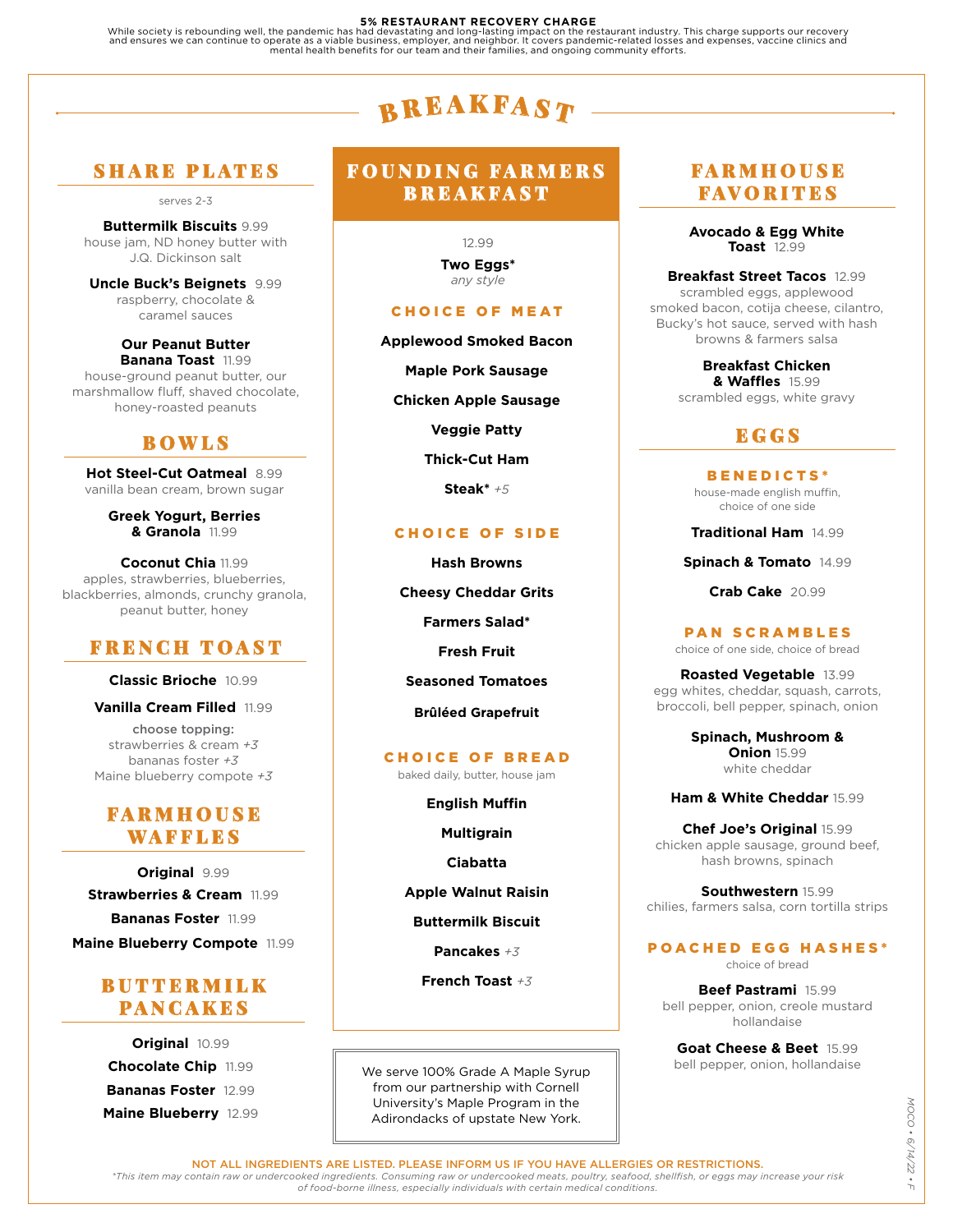**5% RESTAURANT RECOVERY CHARGE**

While society is rebounding well, the pandemic has had devastating and long-lasting impact on the restaurant industry. This charge supports our recovery and ensures we can continue to operate as a viable business, employer, and neighbor. It covers pandemic-related losses and expenses, vaccine clinics and mental health benefits for our team and their families, and ongoing community efforts.

# BREAKFAST

## SHARE PLATES

serves 2-3

**Buttermilk Biscuits** 9.99
house jam, ND honey butter with J.Q. Dickinson salt

**Uncle Buck's Beignets** 9.99
raspberry, chocolate & caramel sauces

**Our Peanut Butter Banana Toast** 11.99
house-ground peanut butter, our marshmallow fluff, shaved chocolate, honey-roasted peanuts

## BOWLS

**Hot Steel-Cut Oatmeal** 8.99
vanilla bean cream, brown sugar

**Greek Yogurt, Berries & Granola** 11.99

**Coconut Chia** 11.99
apples, strawberries, blueberries, blackberries, almonds, crunchy granola, peanut butter, honey

## FRENCH TOAST

**Classic Brioche** 10.99

**Vanilla Cream Filled** 11.99

choose topping:
strawberries & cream *+3*
bananas foster *+3*
Maine blueberry compote *+3*

## FARMHOUSE WAFFLES

**Original** 9.99

**Strawberries & Cream** 11.99

**Bananas Foster** 11.99

**Maine Blueberry Compote** 11.99

## BUTTERMILK PANCAKES

**Original** 10.99

**Chocolate Chip** 11.99

**Bananas Foster** 12.99

**Maine Blueberry** 12.99

## FOUNDING FARMERS BREAKFAST

12.99

**Two Eggs***
*any style*

### CHOICE OF MEAT

**Applewood Smoked Bacon**

**Maple Pork Sausage**

**Chicken Apple Sausage**

**Veggie Patty**

**Thick-Cut Ham**

**Steak*** *+5*

### CHOICE OF SIDE

**Hash Browns**

**Cheesy Cheddar Grits**

**Farmers Salad***

**Fresh Fruit**

**Seasoned Tomatoes**

**Brûléed Grapefruit**

### CHOICE OF BREAD

baked daily, butter, house jam

**English Muffin**

**Multigrain**

**Ciabatta**

**Apple Walnut Raisin**

**Buttermilk Biscuit**

**Pancakes** *+3*

**French Toast** *+3*

We serve 100% Grade A Maple Syrup from our partnership with Cornell University's Maple Program in the Adirondacks of upstate New York.

## FARMHOUSE FAVORITES

**Avocado & Egg White Toast** 12.99

**Breakfast Street Tacos** 12.99
scrambled eggs, applewood smoked bacon, cotija cheese, cilantro, Bucky's hot sauce, served with hash browns & farmers salsa

**Breakfast Chicken & Waffles** 15.99
scrambled eggs, white gravy

## EGGS

### BENEDICTS*

house-made english muffin, choice of one side

**Traditional Ham** 14.99

**Spinach & Tomato** 14.99

**Crab Cake** 20.99

### PAN SCRAMBLES

choice of one side, choice of bread

**Roasted Vegetable** 13.99
egg whites, cheddar, squash, carrots, broccoli, bell pepper, spinach, onion

**Spinach, Mushroom & Onion** 15.99
white cheddar

**Ham & White Cheddar** 15.99

**Chef Joe's Original** 15.99
chicken apple sausage, ground beef, hash browns, spinach

**Southwestern** 15.99
chilies, farmers salsa, corn tortilla strips

### POACHED EGG HASHES*

choice of bread

**Beef Pastrami** 15.99
bell pepper, onion, creole mustard hollandaise

**Goat Cheese & Beet** 15.99
bell pepper, onion, hollandaise

NOT ALL INGREDIENTS ARE LISTED. PLEASE INFORM US IF YOU HAVE ALLERGIES OR RESTRICTIONS.

**This item may contain raw or undercooked ingredients. Consuming raw or undercooked meats, poultry, seafood, shellfish, or eggs may increase your risk of food-borne illness, especially individuals with certain medical conditions.*

MOCO • 6/14/22 • F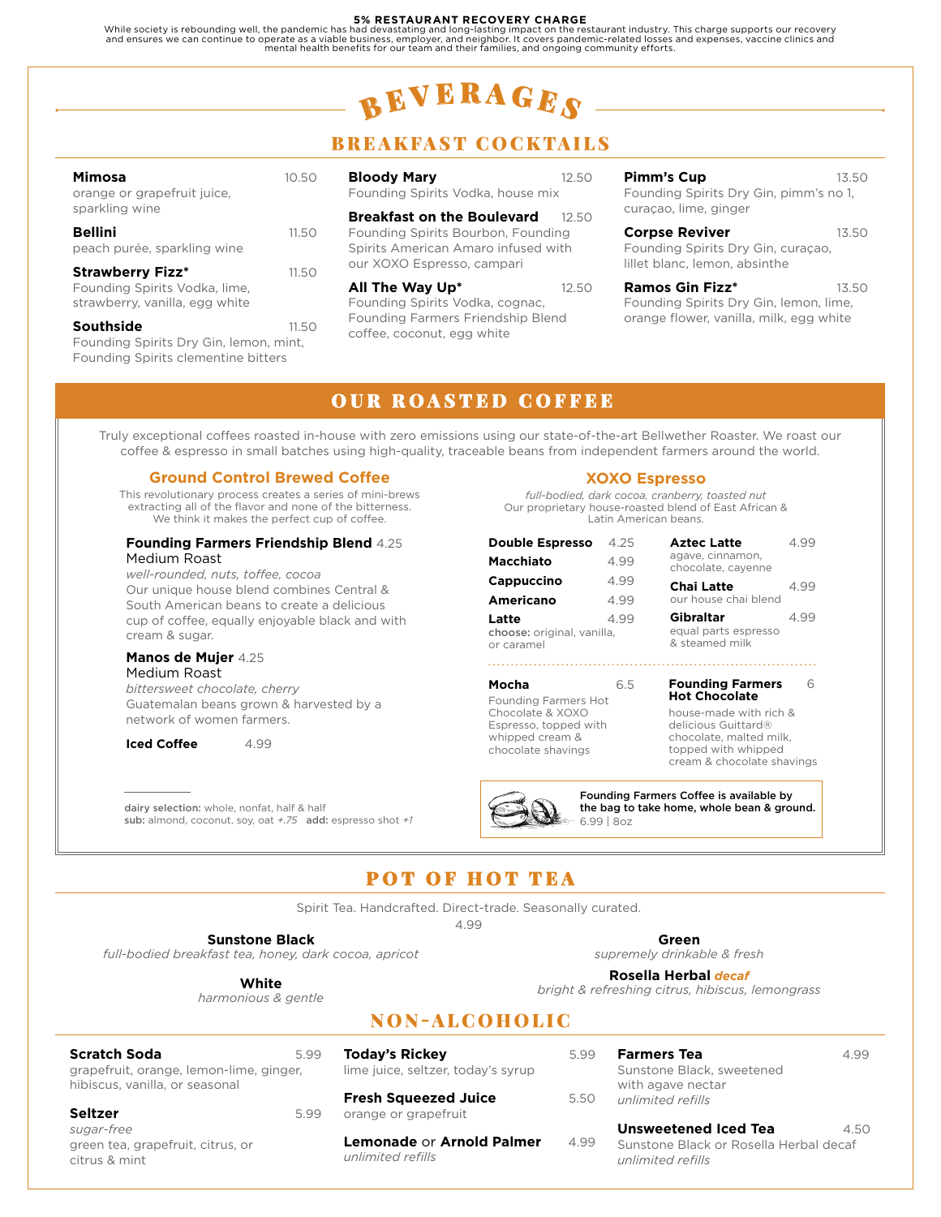**5% RESTAURANT RECOVERY CHARGE**
While society is rebounding well, the pandemic has had devastating and long-lasting impact on the restaurant industry. This charge supports our recovery and ensures we can continue to operate as a viable business, employer, and neighbor. It covers pandemic-related losses and expenses, vaccine clinics and mental health benefits for our team and their families, and ongoing community efforts.

# BEVERAGES

## BREAKFAST COCKTAILS

**Mimosa** 10.50
orange or grapefruit juice, sparkling wine

**Bellini** 11.50
peach purée, sparkling wine

**Strawberry Fizz*** 11.50
Founding Spirits Vodka, lime, strawberry, vanilla, egg white

**Southside** 11.50
Founding Spirits Dry Gin, lemon, mint, Founding Spirits clementine bitters

**Bloody Mary** 12.50
Founding Spirits Vodka, house mix

**Breakfast on the Boulevard** 12.50
Founding Spirits Bourbon, Founding Spirits American Amaro infused with our XOXO Espresso, campari

**All The Way Up*** 12.50
Founding Spirits Vodka, cognac, Founding Farmers Friendship Blend coffee, coconut, egg white

**Pimm's Cup** 13.50
Founding Spirits Dry Gin, pimm's no 1, curaçao, lime, ginger

**Corpse Reviver** 13.50
Founding Spirits Dry Gin, curaçao, lillet blanc, lemon, absinthe

**Ramos Gin Fizz*** 13.50
Founding Spirits Dry Gin, lemon, lime, orange flower, vanilla, milk, egg white

## OUR ROASTED COFFEE

Truly exceptional coffees roasted in-house with zero emissions using our state-of-the-art Bellwether Roaster. We roast our coffee & espresso in small batches using high-quality, traceable beans from independent farmers around the world.

### Ground Control Brewed Coffee

This revolutionary process creates a series of mini-brews extracting all of the flavor and none of the bitterness. We think it makes the perfect cup of coffee.

**Founding Farmers Friendship Blend** 4.25
Medium Roast
*well-rounded, nuts, toffee, cocoa*
Our unique house blend combines Central & South American beans to create a delicious cup of coffee, equally enjoyable black and with cream & sugar.

**Manos de Mujer** 4.25
Medium Roast
*bittersweet chocolate, cherry*
Guatemalan beans grown & harvested by a network of women farmers.

**Iced Coffee** 4.99

**dairy selection:** whole, nonfat, half & half
**sub:** almond, coconut, soy, oat *+.75* **add:** espresso shot *+1*

### XOXO Espresso

*full-bodied, dark cocoa, cranberry, toasted nut*
Our proprietary house-roasted blend of East African & Latin American beans.

**Double Espresso** 4.25

**Macchiato** 4.99

**Cappuccino** 4.99

**Americano** 4.99

**Latte** 4.99
**choose:** original, vanilla, or caramel

**Aztec Latte** 4.99
agave, cinnamon, chocolate, cayenne

**Chai Latte** 4.99
our house chai blend

**Gibraltar** 4.99
equal parts espresso & steamed milk

**Mocha** 6.5
Founding Farmers Hot Chocolate & XOXO Espresso, topped with whipped cream & chocolate shavings

**Founding Farmers Hot Chocolate** 6
house-made with rich & delicious Guittard® chocolate, malted milk, topped with whipped cream & chocolate shavings

**Founding Farmers Coffee is available by the bag to take home, whole bean & ground.**
6.99 | 8oz

## POT OF HOT TEA

Spirit Tea. Handcrafted. Direct-trade. Seasonally curated.
4.99

**Sunstone Black**
*full-bodied breakfast tea, honey, dark cocoa, apricot*

**White**
*harmonious & gentle*

**Green**
*supremely drinkable & fresh*

**Rosella Herbal** *decaf*
*bright & refreshing citrus, hibiscus, lemongrass*

## NON-ALCOHOLIC

**Scratch Soda** 5.99
grapefruit, orange, lemon-lime, ginger, hibiscus, vanilla, or seasonal

**Seltzer** 5.99
*sugar-free*
green tea, grapefruit, citrus, or citrus & mint

**Today's Rickey** 5.99
lime juice, seltzer, today's syrup

**Fresh Squeezed Juice** 5.50
orange or grapefruit

**Lemonade** or **Arnold Palmer** 4.99
*unlimited refills*

**Farmers Tea** 4.99
Sunstone Black, sweetened with agave nectar
*unlimited refills*

**Unsweetened Iced Tea** 4.50
Sunstone Black or Rosella Herbal decaf
*unlimited refills*